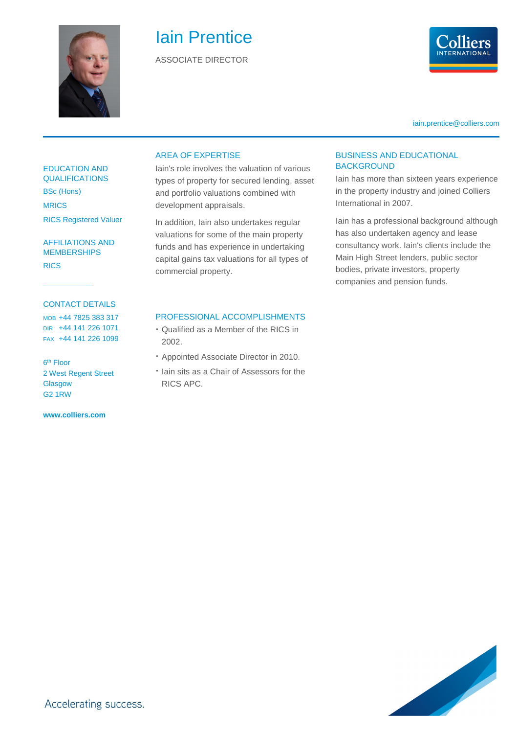# Iain Prentice

ASSOCIATE DIRECTOR

iain.prentice@colliers.com

## EDUCATION AND QUALIFICATIONS

BSc (Hons)

MRICS

RICS Registered Valuer

## AFFILIATIONS AND MEMBERSHIPS

RICS

## CONTACT DETAILS

MOB +44 7825 383 317
DIR +44 141 226 1071
FAX +44 141 226 1099

6th Floor
2 West Regent Street
Glasgow
G2 1RW

**www.colliers.com**

## AREA OF EXPERTISE

Iain's role involves the valuation of various types of property for secured lending, asset and portfolio valuations combined with development appraisals.

In addition, Iain also undertakes regular valuations for some of the main property funds and has experience in undertaking capital gains tax valuations for all types of commercial property.

## PROFESSIONAL ACCOMPLISHMENTS

- Qualified as a Member of the RICS in 2002.
- Appointed Associate Director in 2010.
- Iain sits as a Chair of Assessors for the RICS APC.

## BUSINESS AND EDUCATIONAL BACKGROUND

Iain has more than sixteen years experience in the property industry and joined Colliers International in 2007.

Iain has a professional background although has also undertaken agency and lease consultancy work. Iain's clients include the Main High Street lenders, public sector bodies, private investors, property companies and pension funds.

Accelerating success.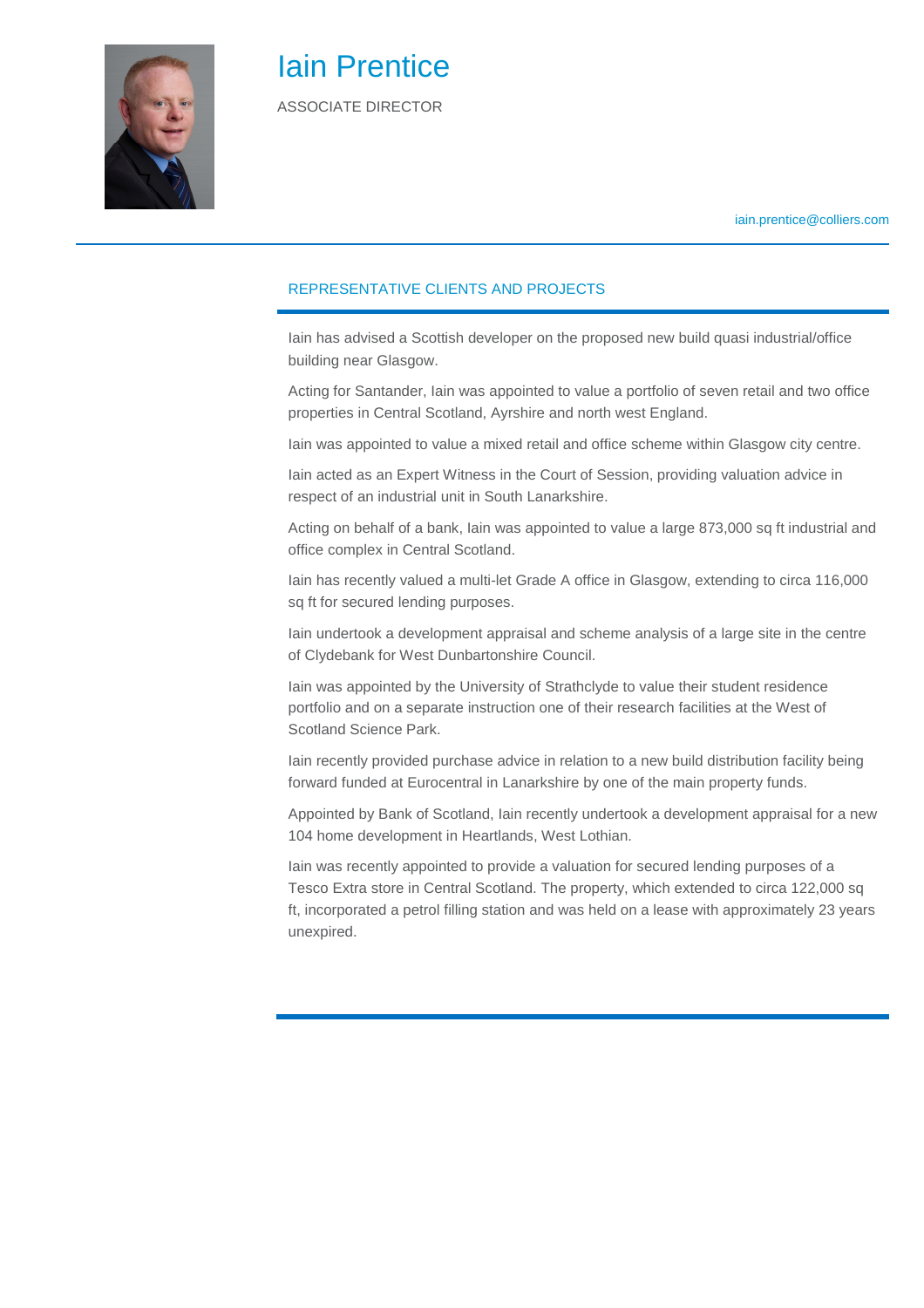# Iain Prentice

ASSOCIATE DIRECTOR

iain.prentice@colliers.com

## REPRESENTATIVE CLIENTS AND PROJECTS

Iain has advised a Scottish developer on the proposed new build quasi industrial/office building near Glasgow.

Acting for Santander, Iain was appointed to value a portfolio of seven retail and two office properties in Central Scotland, Ayrshire and north west England.

Iain was appointed to value a mixed retail and office scheme within Glasgow city centre.

Iain acted as an Expert Witness in the Court of Session, providing valuation advice in respect of an industrial unit in South Lanarkshire.

Acting on behalf of a bank, Iain was appointed to value a large 873,000 sq ft industrial and office complex in Central Scotland.

Iain has recently valued a multi-let Grade A office in Glasgow, extending to circa 116,000 sq ft for secured lending purposes.

Iain undertook a development appraisal and scheme analysis of a large site in the centre of Clydebank for West Dunbartonshire Council.

Iain was appointed by the University of Strathclyde to value their student residence portfolio and on a separate instruction one of their research facilities at the West of Scotland Science Park.

Iain recently provided purchase advice in relation to a new build distribution facility being forward funded at Eurocentral in Lanarkshire by one of the main property funds.

Appointed by Bank of Scotland, Iain recently undertook a development appraisal for a new 104 home development in Heartlands, West Lothian.

Iain was recently appointed to provide a valuation for secured lending purposes of a Tesco Extra store in Central Scotland. The property, which extended to circa 122,000 sq ft, incorporated a petrol filling station and was held on a lease with approximately 23 years unexpired.